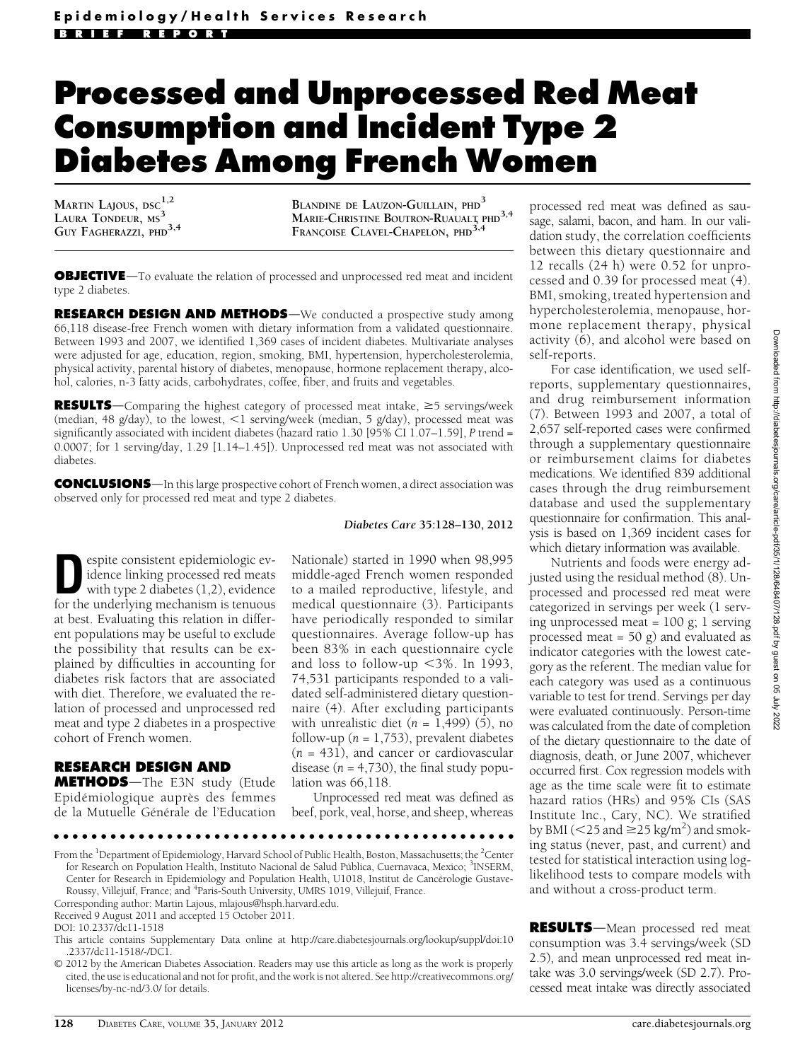# Processed and Unprocessed Red Meat Consumption and Incident Type 2 Diabetes Among French Women

MARTIN LAJOUS, DSC[1,2]
LAURA TONDEUR, MS[3]
GUY FAGHERAZZI, PHD[3,4]
BLANDINE DE LAUZON-GUILLAIN, PHD[3]
MARIE-CHRISTINE BOUTRON-RUAUALT, PHD[3,4]
FRANÇOISE CLAVEL-CHAPELON, PHD[3,4]

**OBJECTIVE**—To evaluate the relation of processed and unprocessed red meat and incident type 2 diabetes.

**RESEARCH DESIGN AND METHODS**—We conducted a prospective study among 66,118 disease-free French women with dietary information from a validated questionnaire. Between 1993 and 2007, we identified 1,369 cases of incident diabetes. Multivariate analyses were adjusted for age, education, region, smoking, BMI, hypertension, hypercholesterolemia, physical activity, parental history of diabetes, menopause, hormone replacement therapy, alcohol, calories, n-3 fatty acids, carbohydrates, coffee, fiber, and fruits and vegetables.

**RESULTS**—Comparing the highest category of processed meat intake, ≥5 servings/week (median, 48 g/day), to the lowest, <1 serving/week (median, 5 g/day), processed meat was significantly associated with incident diabetes (hazard ratio 1.30 [95% CI 1.07–1.59], P trend = 0.0007; for 1 serving/day, 1.29 [1.14–1.45]). Unprocessed red meat was not associated with diabetes.

**CONCLUSIONS**—In this large prospective cohort of French women, a direct association was observed only for processed red meat and type 2 diabetes.

*Diabetes Care* 35:128–130, 2012

Despite consistent epidemiologic evidence linking processed red meats with type 2 diabetes (1,2), evidence for the underlying mechanism is tenuous at best. Evaluating this relation in different populations may be useful to exclude the possibility that results can be explained by difficulties in accounting for diabetes risk factors that are associated with diet. Therefore, we evaluated the relation of processed and unprocessed red meat and type 2 diabetes in a prospective cohort of French women.

## RESEARCH DESIGN AND METHODS

The E3N study (Etude Epidémiologique auprès des femmes de la Mutuelle Générale de l'Education Nationale) started in 1990 when 98,995 middle-aged French women responded to a mailed reproductive, lifestyle, and medical questionnaire (3). Participants have periodically responded to similar questionnaires. Average follow-up has been 83% in each questionnaire cycle and loss to follow-up <3%. In 1993, 74,531 participants responded to a validated self-administered dietary questionnaire (4). After excluding participants with unrealistic diet (n = 1,499) (5), no follow-up (n = 1,753), prevalent diabetes (n = 431), and cancer or cardiovascular disease (n = 4,730), the final study population was 66,118.

Unprocessed red meat was defined as beef, pork, veal, horse, and sheep, whereas processed red meat was defined as sausage, salami, bacon, and ham. In our validation study, the correlation coefficients between this dietary questionnaire and 12 recalls (24 h) were 0.52 for unprocessed and 0.39 for processed meat (4). BMI, smoking, treated hypertension and hypercholesterolemia, menopause, hormone replacement therapy, physical activity (6), and alcohol were based on self-reports.

For case identification, we used self-reports, supplementary questionnaires, and drug reimbursement information (7). Between 1993 and 2007, a total of 2,657 self-reported cases were confirmed through a supplementary questionnaire or reimbursement claims for diabetes medications. We identified 839 additional cases through the drug reimbursement database and used the supplementary questionnaire for confirmation. This analysis is based on 1,369 incident cases for which dietary information was available.

Nutrients and foods were energy adjusted using the residual method (8). Unprocessed and processed red meat were categorized in servings per week (1 serving unprocessed meat = 100 g; 1 serving processed meat = 50 g) and evaluated as indicator categories with the lowest category as the referent. The median value for each category was used as a continuous variable to test for trend. Servings per day were evaluated continuously. Person-time was calculated from the date of completion of the dietary questionnaire to the date of diagnosis, death, or June 2007, whichever occurred first. Cox regression models with age as the time scale were fit to estimate hazard ratios (HRs) and 95% CIs (SAS Institute Inc., Cary, NC). We stratified by BMI (<25 and ≥25 kg/m$^2$) and smoking status (never, past, and current) and tested for statistical interaction using log-likelihood tests to compare models with and without a cross-product term.

## RESULTS

Mean processed red meat consumption was 3.4 servings/week (SD 2.5), and mean unprocessed red meat intake was 3.0 servings/week (SD 2.7). Processed meat intake was directly associated

From the [1]Department of Epidemiology, Harvard School of Public Health, Boston, Massachusetts; the [2]Center for Research on Population Health, Instituto Nacional de Salud Pública, Cuernavaca, Mexico; [3]INSERM, Center for Research in Epidemiology and Population Health, U1018, Institut de Cancérologie Gustave-Roussy, Villejuif, France; and [4]Paris-South University, UMRS 1019, Villejuif, France.

Corresponding author: Martin Lajous, mlajous@hsph.harvard.edu.

Received 9 August 2011 and accepted 15 October 2011.

DOI: 10.2337/dc11-1518

This article contains Supplementary Data online at http://care.diabetesjournals.org/lookup/suppl/doi:10.2337/dc11-1518/-/DC1.

© 2012 by the American Diabetes Association. Readers may use this article as long as the work is properly cited, the use is educational and not for profit, and the work is not altered. See http://creativecommons.org/licenses/by-nc-nd/3.0/ for details.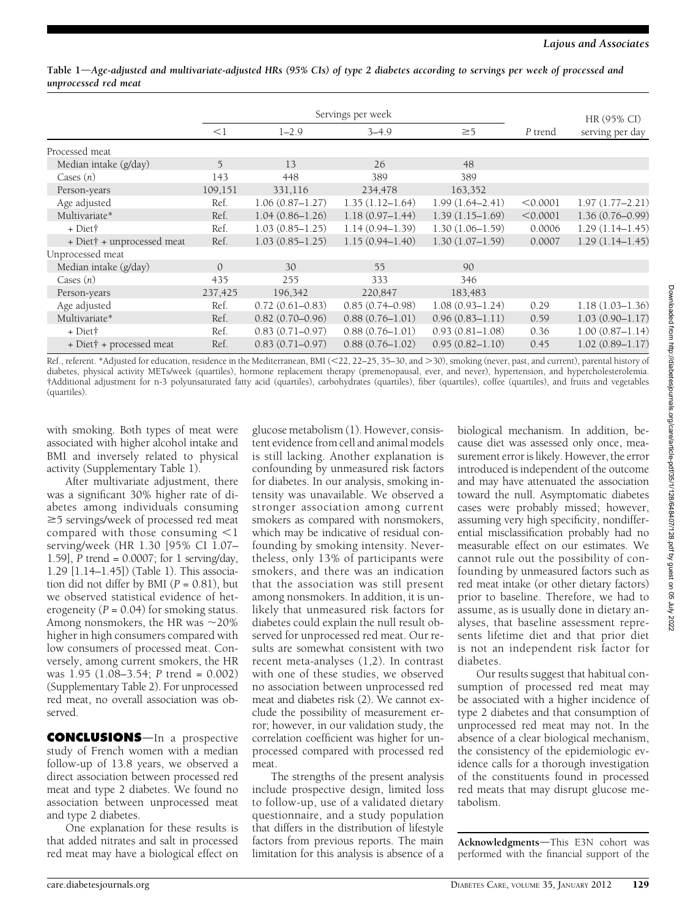**Table 1—Age-adjusted and multivariate-adjusted HRs (95% CIs) of type 2 diabetes according to servings per week of processed and unprocessed red meat**

| | Servings per week | | | | | HR (95% CI) |
|---|---|---|---|---|---|---|
| | <1 | 1–2.9 | 3–4.9 | ≥5 | *P* trend | serving per day |
| Processed meat | | | | | | |
| Median intake (g/day) | 5 | 13 | 26 | 48 | | |
| Cases (*n*) | 143 | 448 | 389 | 389 | | |
| Person-years | 109,151 | 331,116 | 234,478 | 163,352 | | |
| Age adjusted | Ref. | 1.06 (0.87–1.27) | 1.35 (1.12–1.64) | 1.99 (1.64–2.41) | <0.0001 | 1.97 (1.77–2.21) |
| Multivariate* | Ref. | 1.04 (0.86–1.26) | 1.18 (0.97–1.44) | 1.39 (1.15–1.69) | <0.0001 | 1.36 (0.76–0.99) |
| + Diet† | Ref. | 1.03 (0.85–1.25) | 1.14 (0.94–1.39) | 1.30 (1.06–1.59) | 0.0006 | 1.29 (1.14–1.45) |
| + Diet† + unprocessed meat | Ref. | 1.03 (0.85–1.25) | 1.15 (0.94–1.40) | 1.30 (1.07–1.59) | 0.0007 | 1.29 (1.14–1.45) |
| Unprocessed meat | | | | | | |
| Median intake (g/day) | 0 | 30 | 55 | 90 | | |
| Cases (*n*) | 435 | 255 | 333 | 346 | | |
| Person-years | 237,425 | 196,342 | 220,847 | 183,483 | | |
| Age adjusted | Ref. | 0.72 (0.61–0.83) | 0.85 (0.74–0.98) | 1.08 (0.93–1.24) | 0.29 | 1.18 (1.03–1.36) |
| Multivariate* | Ref. | 0.82 (0.70–0.96) | 0.88 (0.76–1.01) | 0.96 (0.83–1.11) | 0.59 | 1.03 (0.90–1.17) |
| + Diet† | Ref. | 0.83 (0.71–0.97) | 0.88 (0.76–1.01) | 0.93 (0.81–1.08) | 0.36 | 1.00 (0.87–1.14) |
| + Diet† + processed meat | Ref. | 0.83 (0.71–0.97) | 0.88 (0.76–1.02) | 0.95 (0.82–1.10) | 0.45 | 1.02 (0.89–1.17) |

Ref., referent. *Adjusted for education, residence in the Mediterranean, BMI (<22, 22–25, 35–30, and >30), smoking (never, past, and current), parental history of diabetes, physical activity METs/week (quartiles), hormone replacement therapy (premenopausal, ever, and never), hypertension, and hypercholesterolemia. †Additional adjustment for n-3 polyunsaturated fatty acid (quartiles), carbohydrates (quartiles), fiber (quartiles), coffee (quartiles), and fruits and vegetables (quartiles).

with smoking. Both types of meat were associated with higher alcohol intake and BMI and inversely related to physical activity (Supplementary Table 1).

After multivariate adjustment, there was a significant 30% higher rate of diabetes among individuals consuming ≥5 servings/week of processed red meat compared with those consuming <1 serving/week (HR 1.30 [95% CI 1.07–1.59], *P* trend = 0.0007; for 1 serving/day, 1.29 [1.14–1.45]) (Table 1). This association did not differ by BMI (*P* = 0.81), but we observed statistical evidence of heterogeneity (*P* = 0.04) for smoking status. Among nonsmokers, the HR was ~20% higher in high consumers compared with low consumers of processed meat. Conversely, among current smokers, the HR was 1.95 (1.08–3.54; *P* trend = 0.002) (Supplementary Table 2). For unprocessed red meat, no overall association was observed.

## CONCLUSIONS

—In a prospective study of French women with a median follow-up of 13.8 years, we observed a direct association between processed red meat and type 2 diabetes. We found no association between unprocessed meat and type 2 diabetes.

One explanation for these results is that added nitrates and salt in processed red meat may have a biological effect on glucose metabolism (1). However, consistent evidence from cell and animal models is still lacking. Another explanation is confounding by unmeasured risk factors for diabetes. In our analysis, smoking intensity was unavailable. We observed a stronger association among current smokers as compared with nonsmokers, which may be indicative of residual confounding by smoking intensity. Nevertheless, only 13% of participants were smokers, and there was an indication that the association was still present among nonsmokers. In addition, it is unlikely that unmeasured risk factors for diabetes could explain the null result observed for unprocessed red meat. Our results are somewhat consistent with two recent meta-analyses (1,2). In contrast with one of these studies, we observed no association between unprocessed red meat and diabetes risk (2). We cannot exclude the possibility of measurement error; however, in our validation study, the correlation coefficient was higher for unprocessed compared with processed red meat.

The strengths of the present analysis include prospective design, limited loss to follow-up, use of a validated dietary questionnaire, and a study population that differs in the distribution of lifestyle factors from previous reports. The main limitation for this analysis is absence of a biological mechanism. In addition, because diet was assessed only once, measurement error is likely. However, the error introduced is independent of the outcome and may have attenuated the association toward the null. Asymptomatic diabetes cases were probably missed; however, assuming very high specificity, nondifferential misclassification probably had no measurable effect on our estimates. We cannot rule out the possibility of confounding by unmeasured factors such as red meat intake (or other dietary factors) prior to baseline. Therefore, we had to assume, as is usually done in dietary analyses, that baseline assessment represents lifetime diet and that prior diet is not an independent risk factor for diabetes.

Our results suggest that habitual consumption of processed red meat may be associated with a higher incidence of type 2 diabetes and that consumption of unprocessed red meat may not. In the absence of a clear biological mechanism, the consistency of the epidemiologic evidence calls for a thorough investigation of the constituents found in processed red meats that may disrupt glucose metabolism.

**Acknowledgments**—This E3N cohort was performed with the financial support of the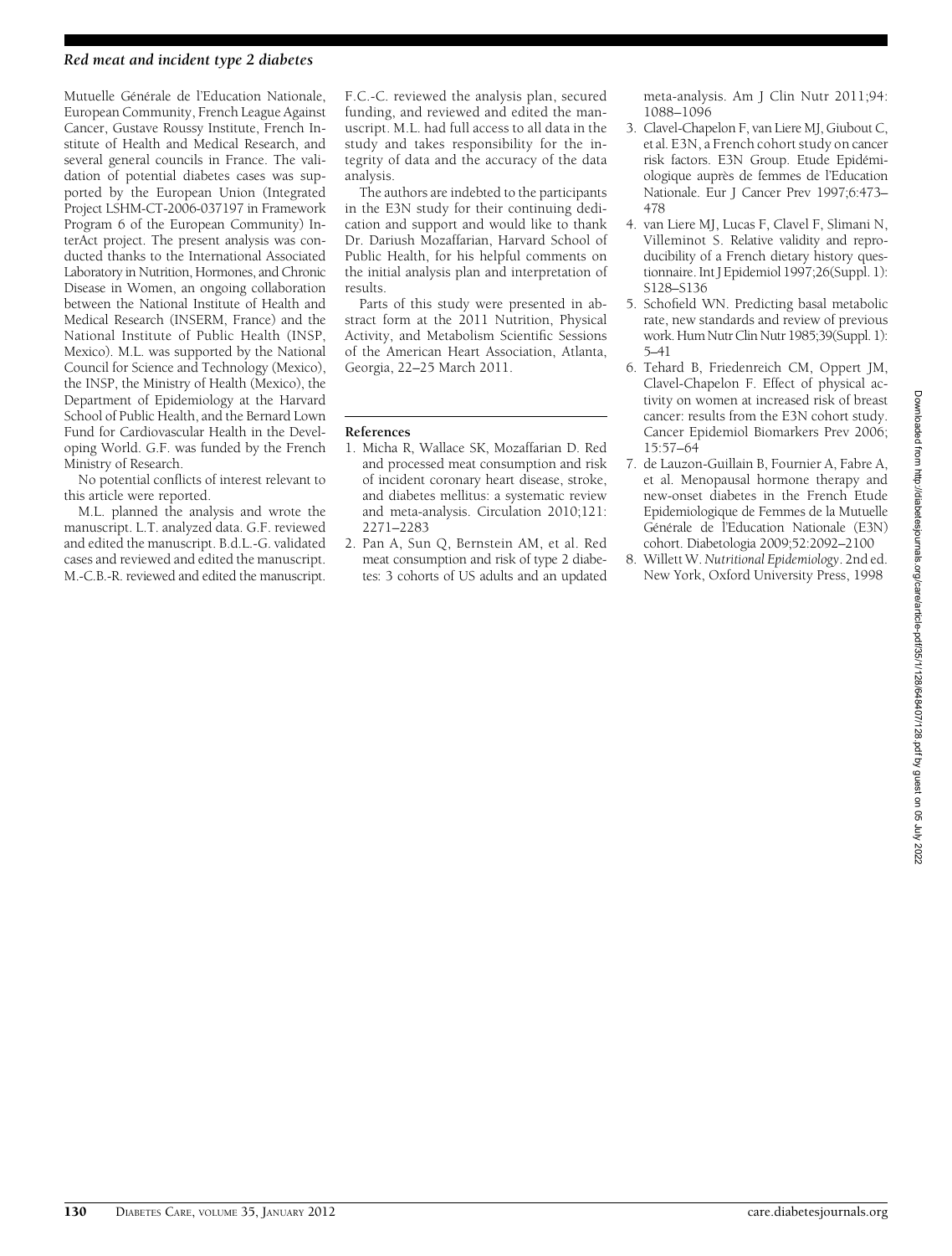Mutuelle Générale de l'Education Nationale, European Community, French League Against Cancer, Gustave Roussy Institute, French Institute of Health and Medical Research, and several general councils in France. The validation of potential diabetes cases was supported by the European Union (Integrated Project LSHM-CT-2006-037197 in Framework Program 6 of the European Community) InterAct project. The present analysis was conducted thanks to the International Associated Laboratory in Nutrition, Hormones, and Chronic Disease in Women, an ongoing collaboration between the National Institute of Health and Medical Research (INSERM, France) and the National Institute of Public Health (INSP, Mexico). M.L. was supported by the National Council for Science and Technology (Mexico), the INSP, the Ministry of Health (Mexico), the Department of Epidemiology at the Harvard School of Public Health, and the Bernard Lown Fund for Cardiovascular Health in the Developing World. G.F. was funded by the French Ministry of Research.

No potential conflicts of interest relevant to this article were reported.

M.L. planned the analysis and wrote the manuscript. L.T. analyzed data. G.F. reviewed and edited the manuscript. B.d.L.-G. validated cases and reviewed and edited the manuscript. M.-C.B.-R. reviewed and edited the manuscript. F.C.-C. reviewed the analysis plan, secured funding, and reviewed and edited the manuscript. M.L. had full access to all data in the study and takes responsibility for the integrity of data and the accuracy of the data analysis.

The authors are indebted to the participants in the E3N study for their continuing dedication and support and would like to thank Dr. Dariush Mozaffarian, Harvard School of Public Health, for his helpful comments on the initial analysis plan and interpretation of results.

Parts of this study were presented in abstract form at the 2011 Nutrition, Physical Activity, and Metabolism Scientific Sessions of the American Heart Association, Atlanta, Georgia, 22–25 March 2011.

## References

1. Micha R, Wallace SK, Mozaffarian D. Red and processed meat consumption and risk of incident coronary heart disease, stroke, and diabetes mellitus: a systematic review and meta-analysis. Circulation 2010;121: 2271–2283
2. Pan A, Sun Q, Bernstein AM, et al. Red meat consumption and risk of type 2 diabetes: 3 cohorts of US adults and an updated meta-analysis. Am J Clin Nutr 2011;94: 1088–1096
3. Clavel-Chapelon F, van Liere MJ, Giubout C, et al. E3N, a French cohort study on cancer risk factors. E3N Group. Etude Epidémiologique auprès de femmes de l'Education Nationale. Eur J Cancer Prev 1997;6:473–478
4. van Liere MJ, Lucas F, Clavel F, Slimani N, Villeminot S. Relative validity and reproducibility of a French dietary history questionnaire. Int J Epidemiol 1997;26(Suppl. 1): S128–S136
5. Schofield WN. Predicting basal metabolic rate, new standards and review of previous work. Hum Nutr Clin Nutr 1985;39(Suppl. 1): 5–41
6. Tehard B, Friedenreich CM, Oppert JM, Clavel-Chapelon F. Effect of physical activity on women at increased risk of breast cancer: results from the E3N cohort study. Cancer Epidemiol Biomarkers Prev 2006; 15:57–64
7. de Lauzon-Guillain B, Fournier A, Fabre A, et al. Menopausal hormone therapy and new-onset diabetes in the French Etude Epidemiologique de Femmes de la Mutuelle Générale de l'Education Nationale (E3N) cohort. Diabetologia 2009;52:2092–2100
8. Willett W. *Nutritional Epidemiology*. 2nd ed. New York, Oxford University Press, 1998